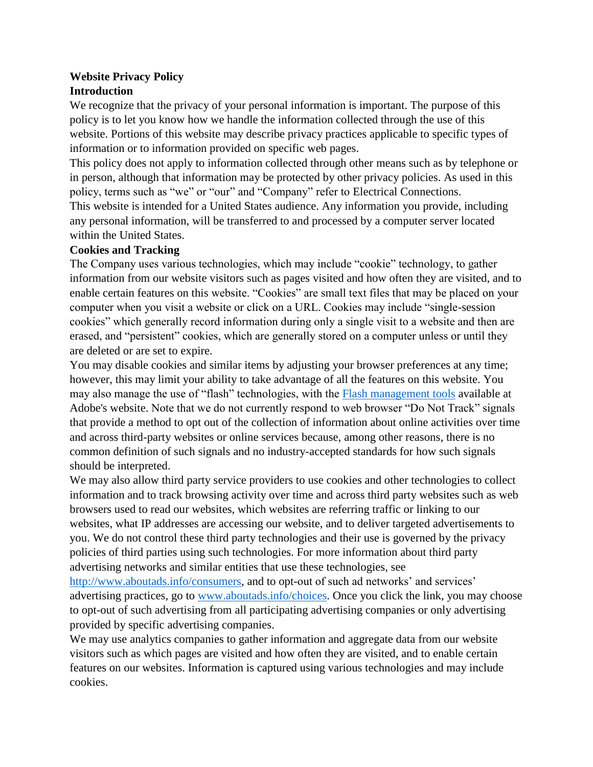# Website Privacy Policy

## Introduction

We recognize that the privacy of your personal information is important. The purpose of this policy is to let you know how we handle the information collected through the use of this website. Portions of this website may describe privacy practices applicable to specific types of information or to information provided on specific web pages.

This policy does not apply to information collected through other means such as by telephone or in person, although that information may be protected by other privacy policies. As used in this policy, terms such as "we" or "our" and "Company" refer to Electrical Connections.

This website is intended for a United States audience. Any information you provide, including any personal information, will be transferred to and processed by a computer server located within the United States.

## Cookies and Tracking

The Company uses various technologies, which may include "cookie" technology, to gather information from our website visitors such as pages visited and how often they are visited, and to enable certain features on this website. "Cookies" are small text files that may be placed on your computer when you visit a website or click on a URL. Cookies may include "single-session cookies" which generally record information during only a single visit to a website and then are erased, and "persistent" cookies, which are generally stored on a computer unless or until they are deleted or are set to expire.

You may disable cookies and similar items by adjusting your browser preferences at any time; however, this may limit your ability to take advantage of all the features on this website. You may also manage the use of "flash" technologies, with the Flash management tools available at Adobe's website. Note that we do not currently respond to web browser "Do Not Track" signals that provide a method to opt out of the collection of information about online activities over time and across third-party websites or online services because, among other reasons, there is no common definition of such signals and no industry-accepted standards for how such signals should be interpreted.

We may also allow third party service providers to use cookies and other technologies to collect information and to track browsing activity over time and across third party websites such as web browsers used to read our websites, which websites are referring traffic or linking to our websites, what IP addresses are accessing our website, and to deliver targeted advertisements to you. We do not control these third party technologies and their use is governed by the privacy policies of third parties using such technologies. For more information about third party advertising networks and similar entities that use these technologies, see http://www.aboutads.info/consumers, and to opt-out of such ad networks' and services' advertising practices, go to www.aboutads.info/choices. Once you click the link, you may choose to opt-out of such advertising from all participating advertising companies or only advertising provided by specific advertising companies.

We may use analytics companies to gather information and aggregate data from our website visitors such as which pages are visited and how often they are visited, and to enable certain features on our websites. Information is captured using various technologies and may include cookies.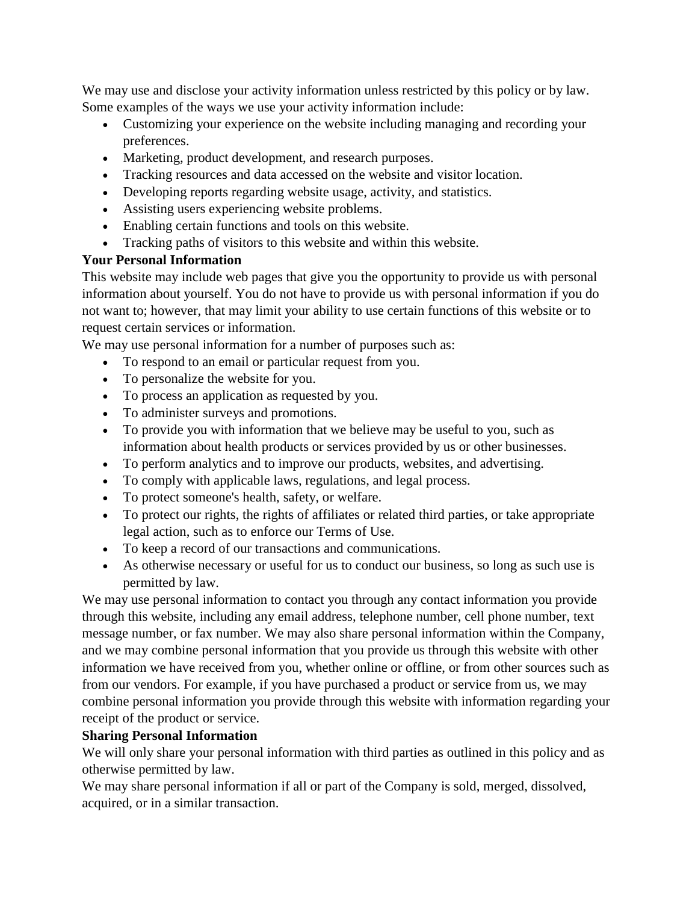We may use and disclose your activity information unless restricted by this policy or by law. Some examples of the ways we use your activity information include:

- Customizing your experience on the website including managing and recording your preferences.
- Marketing, product development, and research purposes.
- Tracking resources and data accessed on the website and visitor location.
- Developing reports regarding website usage, activity, and statistics.
- Assisting users experiencing website problems.
- Enabling certain functions and tools on this website.
- Tracking paths of visitors to this website and within this website.

**Your Personal Information**

This website may include web pages that give you the opportunity to provide us with personal information about yourself. You do not have to provide us with personal information if you do not want to; however, that may limit your ability to use certain functions of this website or to request certain services or information.

We may use personal information for a number of purposes such as:

- To respond to an email or particular request from you.
- To personalize the website for you.
- To process an application as requested by you.
- To administer surveys and promotions.
- To provide you with information that we believe may be useful to you, such as information about health products or services provided by us or other businesses.
- To perform analytics and to improve our products, websites, and advertising.
- To comply with applicable laws, regulations, and legal process.
- To protect someone's health, safety, or welfare.
- To protect our rights, the rights of affiliates or related third parties, or take appropriate legal action, such as to enforce our Terms of Use.
- To keep a record of our transactions and communications.
- As otherwise necessary or useful for us to conduct our business, so long as such use is permitted by law.

We may use personal information to contact you through any contact information you provide through this website, including any email address, telephone number, cell phone number, text message number, or fax number. We may also share personal information within the Company, and we may combine personal information that you provide us through this website with other information we have received from you, whether online or offline, or from other sources such as from our vendors. For example, if you have purchased a product or service from us, we may combine personal information you provide through this website with information regarding your receipt of the product or service.

**Sharing Personal Information**

We will only share your personal information with third parties as outlined in this policy and as otherwise permitted by law.

We may share personal information if all or part of the Company is sold, merged, dissolved, acquired, or in a similar transaction.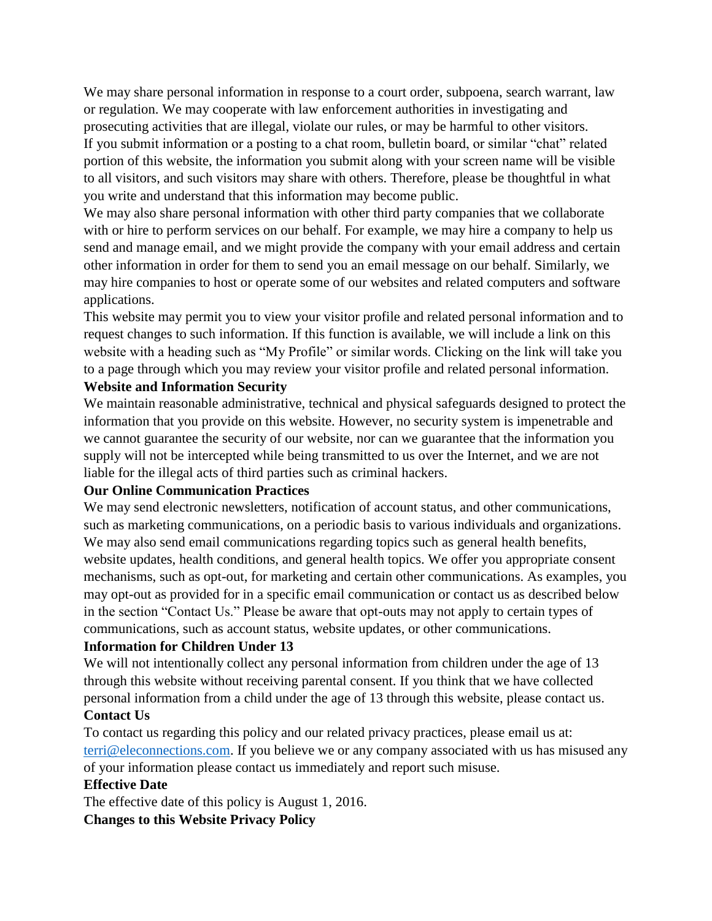We may share personal information in response to a court order, subpoena, search warrant, law or regulation. We may cooperate with law enforcement authorities in investigating and prosecuting activities that are illegal, violate our rules, or may be harmful to other visitors.

If you submit information or a posting to a chat room, bulletin board, or similar "chat" related portion of this website, the information you submit along with your screen name will be visible to all visitors, and such visitors may share with others. Therefore, please be thoughtful in what you write and understand that this information may become public.

We may also share personal information with other third party companies that we collaborate with or hire to perform services on our behalf. For example, we may hire a company to help us send and manage email, and we might provide the company with your email address and certain other information in order for them to send you an email message on our behalf. Similarly, we may hire companies to host or operate some of our websites and related computers and software applications.

This website may permit you to view your visitor profile and related personal information and to request changes to such information. If this function is available, we will include a link on this website with a heading such as "My Profile" or similar words. Clicking on the link will take you to a page through which you may review your visitor profile and related personal information.

**Website and Information Security**

We maintain reasonable administrative, technical and physical safeguards designed to protect the information that you provide on this website. However, no security system is impenetrable and we cannot guarantee the security of our website, nor can we guarantee that the information you supply will not be intercepted while being transmitted to us over the Internet, and we are not liable for the illegal acts of third parties such as criminal hackers.

**Our Online Communication Practices**

We may send electronic newsletters, notification of account status, and other communications, such as marketing communications, on a periodic basis to various individuals and organizations. We may also send email communications regarding topics such as general health benefits, website updates, health conditions, and general health topics. We offer you appropriate consent mechanisms, such as opt-out, for marketing and certain other communications. As examples, you may opt-out as provided for in a specific email communication or contact us as described below in the section "Contact Us." Please be aware that opt-outs may not apply to certain types of communications, such as account status, website updates, or other communications.

**Information for Children Under 13**

We will not intentionally collect any personal information from children under the age of 13 through this website without receiving parental consent. If you think that we have collected personal information from a child under the age of 13 through this website, please contact us.

**Contact Us**

To contact us regarding this policy and our related privacy practices, please email us at: [terri@eleconnections.com](mailto:terri@eleconnections.com). If you believe we or any company associated with us has misused any of your information please contact us immediately and report such misuse.

**Effective Date**

The effective date of this policy is August 1, 2016.

**Changes to this Website Privacy Policy**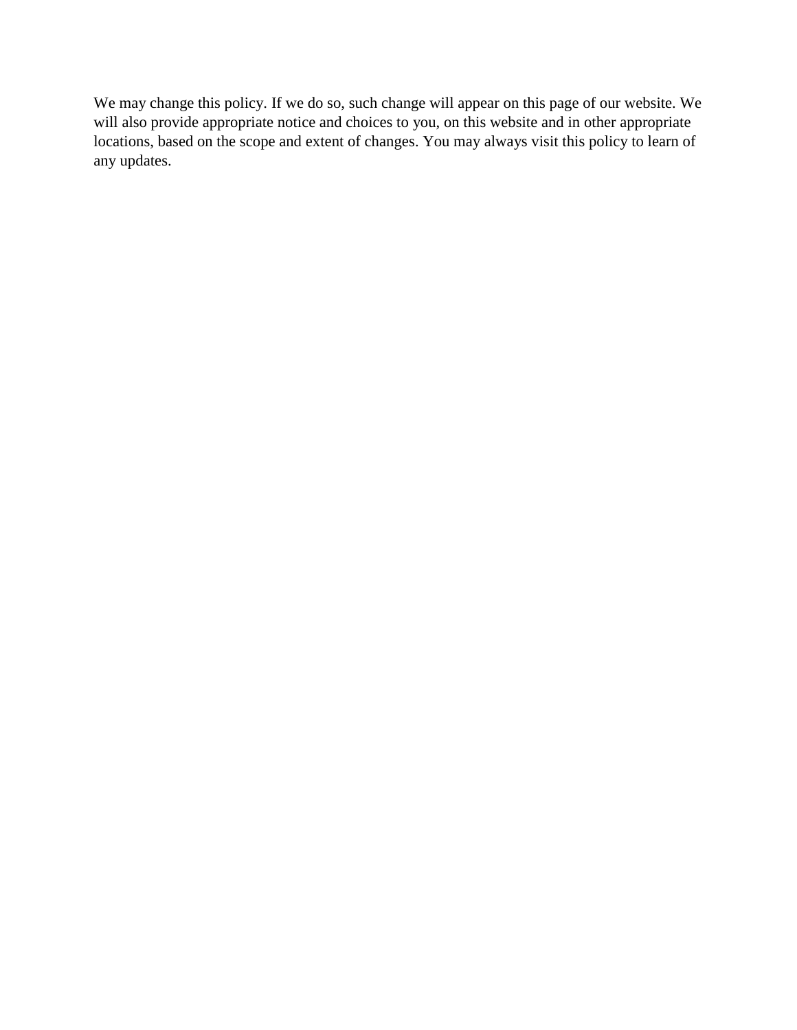We may change this policy. If we do so, such change will appear on this page of our website. We will also provide appropriate notice and choices to you, on this website and in other appropriate locations, based on the scope and extent of changes. You may always visit this policy to learn of any updates.